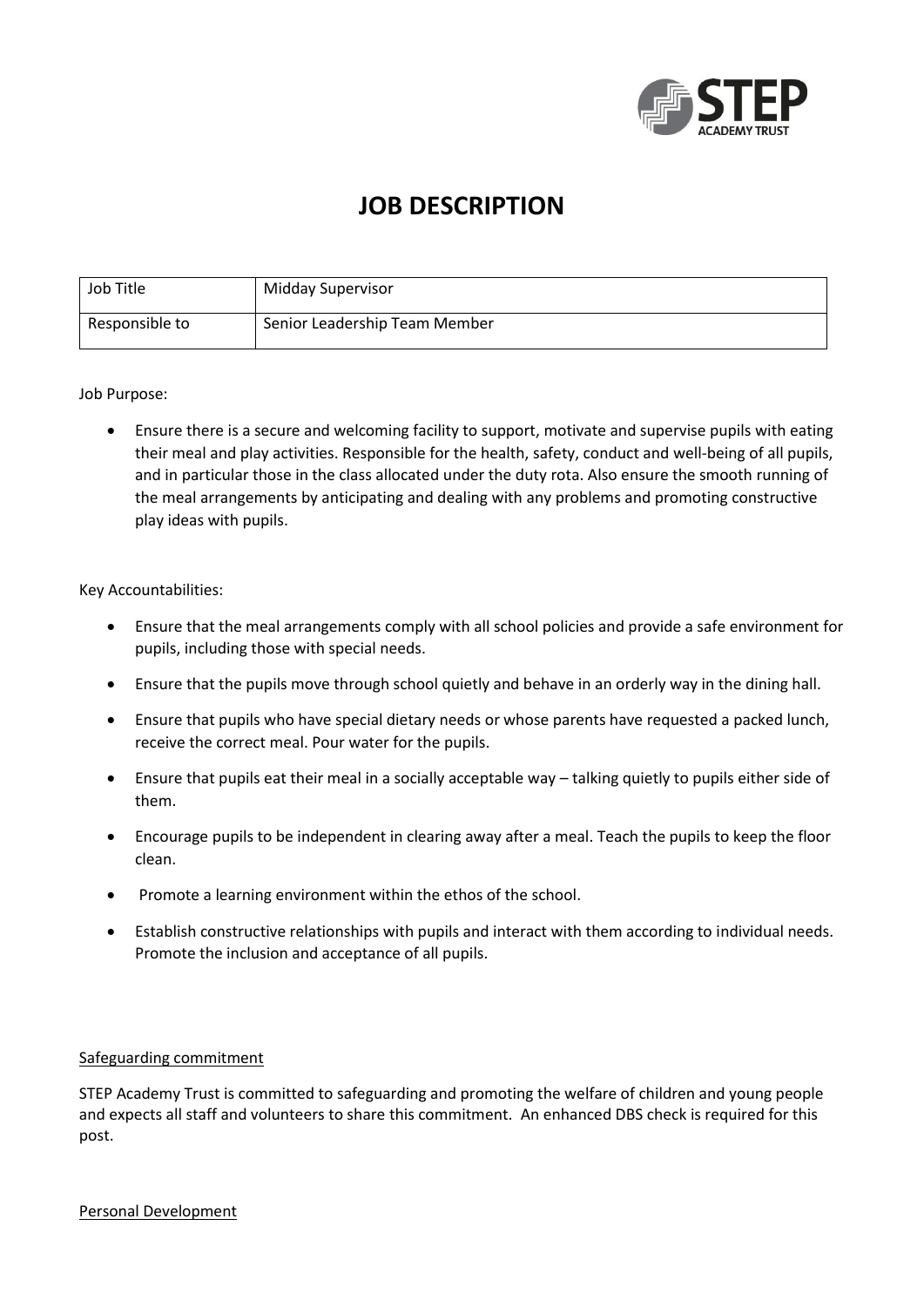# JOB DESCRIPTION

| Job Title | Midday Supervisor |
| --- | --- |
| Responsible to | Senior Leadership Team Member |

Job Purpose:

- Ensure there is a secure and welcoming facility to support, motivate and supervise pupils with eating their meal and play activities. Responsible for the health, safety, conduct and well-being of all pupils, and in particular those in the class allocated under the duty rota. Also ensure the smooth running of the meal arrangements by anticipating and dealing with any problems and promoting constructive play ideas with pupils.

Key Accountabilities:

- Ensure that the meal arrangements comply with all school policies and provide a safe environment for pupils, including those with special needs.
- Ensure that the pupils move through school quietly and behave in an orderly way in the dining hall.
- Ensure that pupils who have special dietary needs or whose parents have requested a packed lunch, receive the correct meal. Pour water for the pupils.
- Ensure that pupils eat their meal in a socially acceptable way – talking quietly to pupils either side of them.
- Encourage pupils to be independent in clearing away after a meal. Teach the pupils to keep the floor clean.
- Promote a learning environment within the ethos of the school.
- Establish constructive relationships with pupils and interact with them according to individual needs. Promote the inclusion and acceptance of all pupils.

<u>Safeguarding commitment</u>

STEP Academy Trust is committed to safeguarding and promoting the welfare of children and young people and expects all staff and volunteers to share this commitment. An enhanced DBS check is required for this post.

<u>Personal Development</u>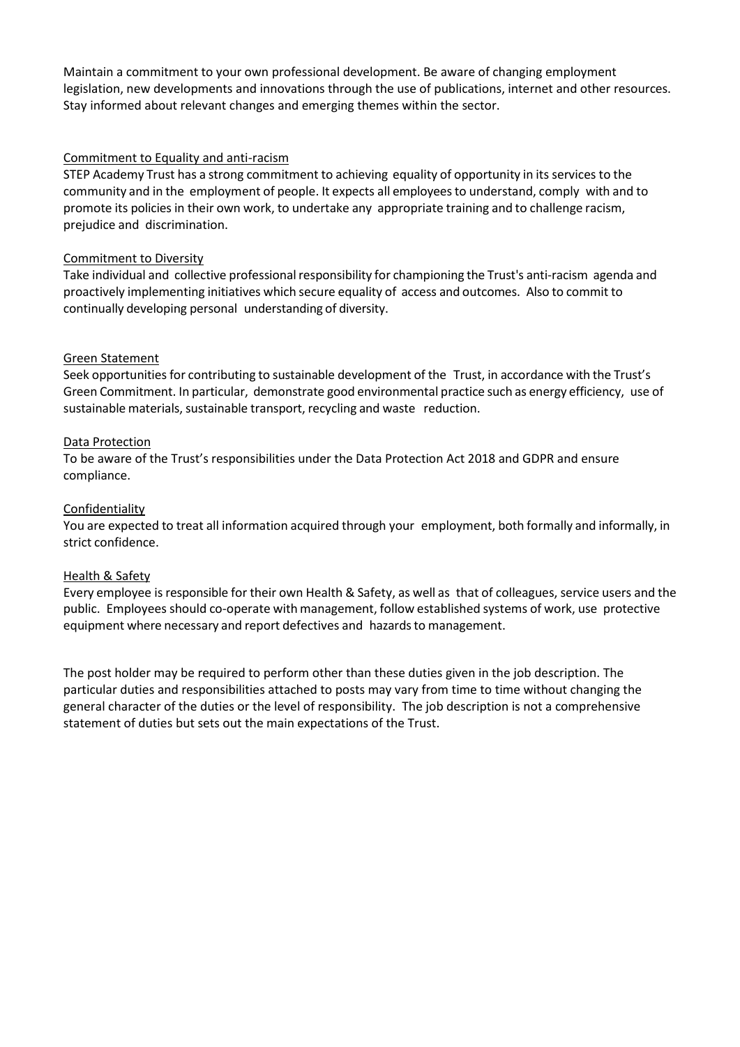Maintain a commitment to your own professional development. Be aware of changing employment legislation, new developments and innovations through the use of publications, internet and other resources. Stay informed about relevant changes and emerging themes within the sector.

Commitment to Equality and anti-racism

STEP Academy Trust has a strong commitment to achieving equality of opportunity in its services to the community and in the employment of people. It expects all employees to understand, comply with and to promote its policies in their own work, to undertake any appropriate training and to challenge racism, prejudice and discrimination.

Commitment to Diversity

Take individual and collective professional responsibility for championing the Trust's anti-racism agenda and proactively implementing initiatives which secure equality of access and outcomes. Also to commit to continually developing personal understanding of diversity.

Green Statement

Seek opportunities for contributing to sustainable development of the Trust, in accordance with the Trust's Green Commitment. In particular, demonstrate good environmental practice such as energy efficiency, use of sustainable materials, sustainable transport, recycling and waste reduction.

Data Protection

To be aware of the Trust's responsibilities under the Data Protection Act 2018 and GDPR and ensure compliance.

Confidentiality

You are expected to treat all information acquired through your employment, both formally and informally, in strict confidence.

Health & Safety

Every employee is responsible for their own Health & Safety, as well as that of colleagues, service users and the public. Employees should co-operate with management, follow established systems of work, use protective equipment where necessary and report defectives and hazards to management.

The post holder may be required to perform other than these duties given in the job description. The particular duties and responsibilities attached to posts may vary from time to time without changing the general character of the duties or the level of responsibility. The job description is not a comprehensive statement of duties but sets out the main expectations of the Trust.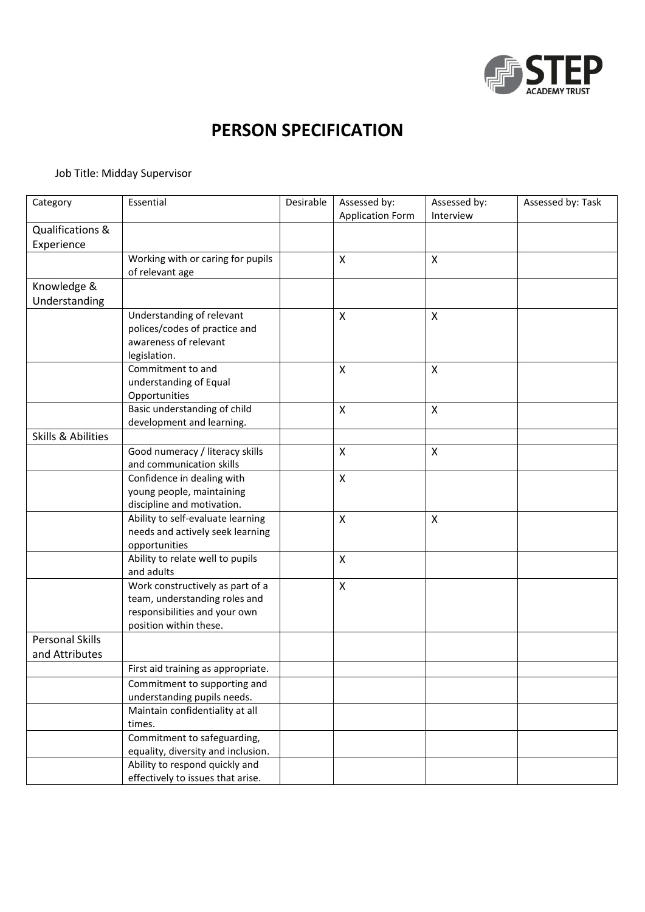STEP ACADEMY TRUST

# PERSON SPECIFICATION

Job Title: Midday Supervisor

| Category | Essential | Desirable | Assessed by: Application Form | Assessed by: Interview | Assessed by: Task |
|---|---|---|---|---|---|
| Qualifications & Experience | | | | | |
| | Working with or caring for pupils of relevant age | | X | X | |
| Knowledge & Understanding | | | | | |
| | Understanding of relevant polices/codes of practice and awareness of relevant legislation. | | X | X | |
| | Commitment to and understanding of Equal Opportunities | | X | X | |
| | Basic understanding of child development and learning. | | X | X | |
| Skills & Abilities | | | | | |
| | Good numeracy / literacy skills and communication skills | | X | X | |
| | Confidence in dealing with young people, maintaining discipline and motivation. | | X | | |
| | Ability to self-evaluate learning needs and actively seek learning opportunities | | X | X | |
| | Ability to relate well to pupils and adults | | X | | |
| | Work constructively as part of a team, understanding roles and responsibilities and your own position within these. | | X | | |
| Personal Skills and Attributes | | | | | |
| | First aid training as appropriate. | | | | |
| | Commitment to supporting and understanding pupils needs. | | | | |
| | Maintain confidentiality at all times. | | | | |
| | Commitment to safeguarding, equality, diversity and inclusion. | | | | |
| | Ability to respond quickly and effectively to issues that arise. | | | | |